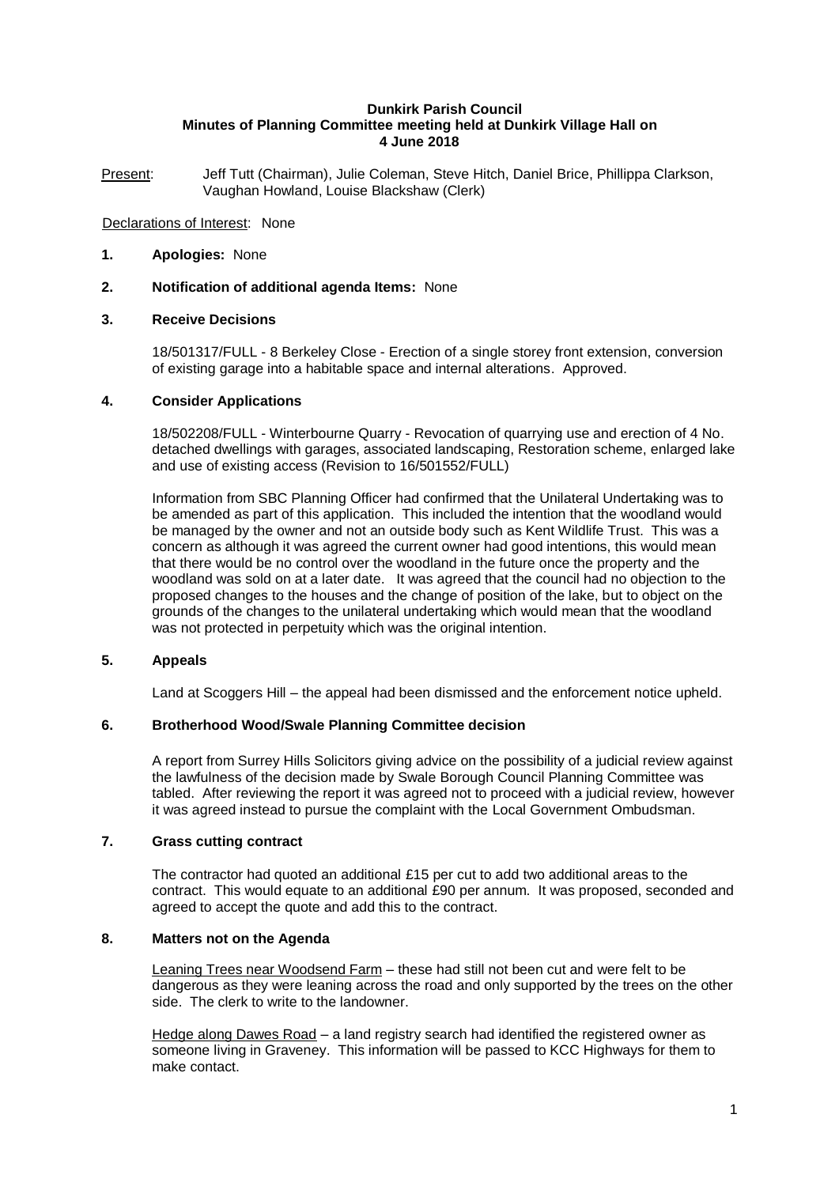# Dunkirk Parish Council
## Minutes of Planning Committee meeting held at Dunkirk Village Hall on 4 June 2018

Present: Jeff Tutt (Chairman), Julie Coleman, Steve Hitch, Daniel Brice, Phillippa Clarkson, Vaughan Howland, Louise Blackshaw (Clerk)

Declarations of Interest: None

**1. Apologies:** None

**2. Notification of additional agenda Items:** None

**3. Receive Decisions**

18/501317/FULL - 8 Berkeley Close - Erection of a single storey front extension, conversion of existing garage into a habitable space and internal alterations. Approved.

**4. Consider Applications**

18/502208/FULL - Winterbourne Quarry - Revocation of quarrying use and erection of 4 No. detached dwellings with garages, associated landscaping, Restoration scheme, enlarged lake and use of existing access (Revision to 16/501552/FULL)

Information from SBC Planning Officer had confirmed that the Unilateral Undertaking was to be amended as part of this application. This included the intention that the woodland would be managed by the owner and not an outside body such as Kent Wildlife Trust. This was a concern as although it was agreed the current owner had good intentions, this would mean that there would be no control over the woodland in the future once the property and the woodland was sold on at a later date. It was agreed that the council had no objection to the proposed changes to the houses and the change of position of the lake, but to object on the grounds of the changes to the unilateral undertaking which would mean that the woodland was not protected in perpetuity which was the original intention.

**5. Appeals**

Land at Scoggers Hill – the appeal had been dismissed and the enforcement notice upheld.

**6. Brotherhood Wood/Swale Planning Committee decision**

A report from Surrey Hills Solicitors giving advice on the possibility of a judicial review against the lawfulness of the decision made by Swale Borough Council Planning Committee was tabled. After reviewing the report it was agreed not to proceed with a judicial review, however it was agreed instead to pursue the complaint with the Local Government Ombudsman.

**7. Grass cutting contract**

The contractor had quoted an additional £15 per cut to add two additional areas to the contract. This would equate to an additional £90 per annum. It was proposed, seconded and agreed to accept the quote and add this to the contract.

**8. Matters not on the Agenda**

Leaning Trees near Woodsend Farm – these had still not been cut and were felt to be dangerous as they were leaning across the road and only supported by the trees on the other side. The clerk to write to the landowner.

Hedge along Dawes Road – a land registry search had identified the registered owner as someone living in Graveney. This information will be passed to KCC Highways for them to make contact.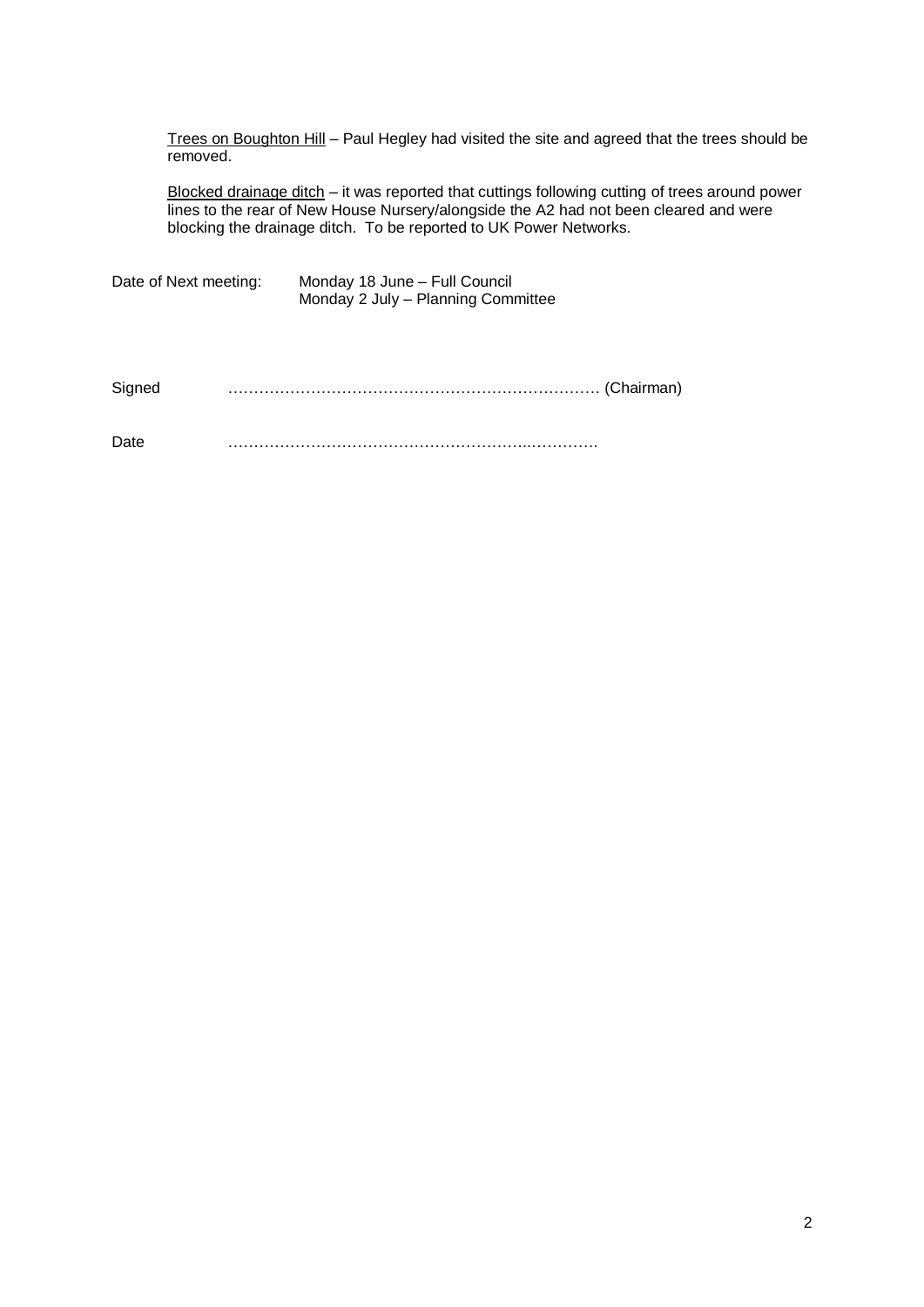<u>Trees on Boughton Hill</u> – Paul Hegley had visited the site and agreed that the trees should be removed.

<u>Blocked drainage ditch</u> – it was reported that cuttings following cutting of trees around power lines to the rear of New House Nursery/alongside the A2 had not been cleared and were blocking the drainage ditch. To be reported to UK Power Networks.

Date of Next meeting: Monday 18 June – Full Council
Monday 2 July – Planning Committee

Signed ……………………………………………………………… (Chairman)

Date …………………………………………………..………….